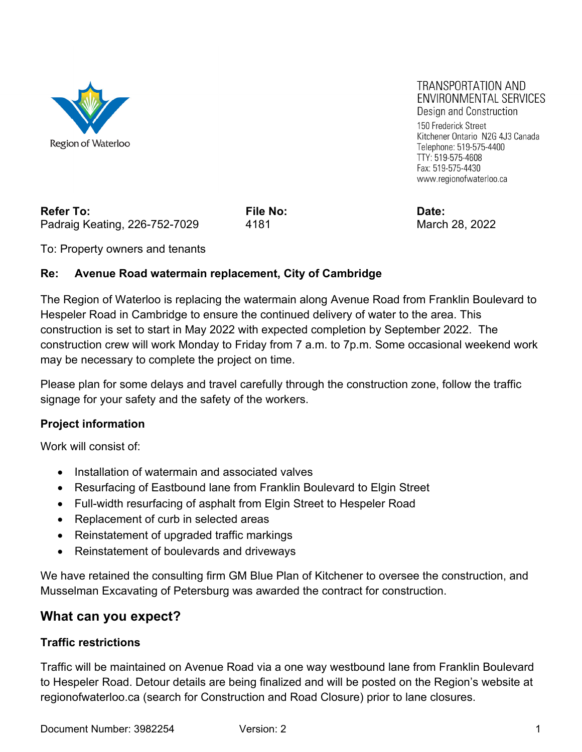Region of Waterloo

TRANSPORTATION AND ENVIRONMENTAL SERVICES
Design and Construction
150 Frederick Street
Kitchener Ontario N2G 4J3 Canada
Telephone: 519-575-4400
TTY: 519-575-4608
Fax: 519-575-4430
www.regionofwaterloo.ca

| **Refer To:** | **File No:** | **Date:** |
|---|---|---|
| Padraig Keating, 226-752-7029 | 4181 | March 28, 2022 |

To: Property owners and tenants

**Re: Avenue Road watermain replacement, City of Cambridge**

The Region of Waterloo is replacing the watermain along Avenue Road from Franklin Boulevard to Hespeler Road in Cambridge to ensure the continued delivery of water to the area. This construction is set to start in May 2022 with expected completion by September 2022. The construction crew will work Monday to Friday from 7 a.m. to 7p.m. Some occasional weekend work may be necessary to complete the project on time.

Please plan for some delays and travel carefully through the construction zone, follow the traffic signage for your safety and the safety of the workers.

### Project information

Work will consist of:

- Installation of watermain and associated valves
- Resurfacing of Eastbound lane from Franklin Boulevard to Elgin Street
- Full-width resurfacing of asphalt from Elgin Street to Hespeler Road
- Replacement of curb in selected areas
- Reinstatement of upgraded traffic markings
- Reinstatement of boulevards and driveways

We have retained the consulting firm GM Blue Plan of Kitchener to oversee the construction, and Musselman Excavating of Petersburg was awarded the contract for construction.

## What can you expect?

### Traffic restrictions

Traffic will be maintained on Avenue Road via a one way westbound lane from Franklin Boulevard to Hespeler Road. Detour details are being finalized and will be posted on the Region's website at regionofwaterloo.ca (search for Construction and Road Closure) prior to lane closures.

Document Number: 3982254 Version: 2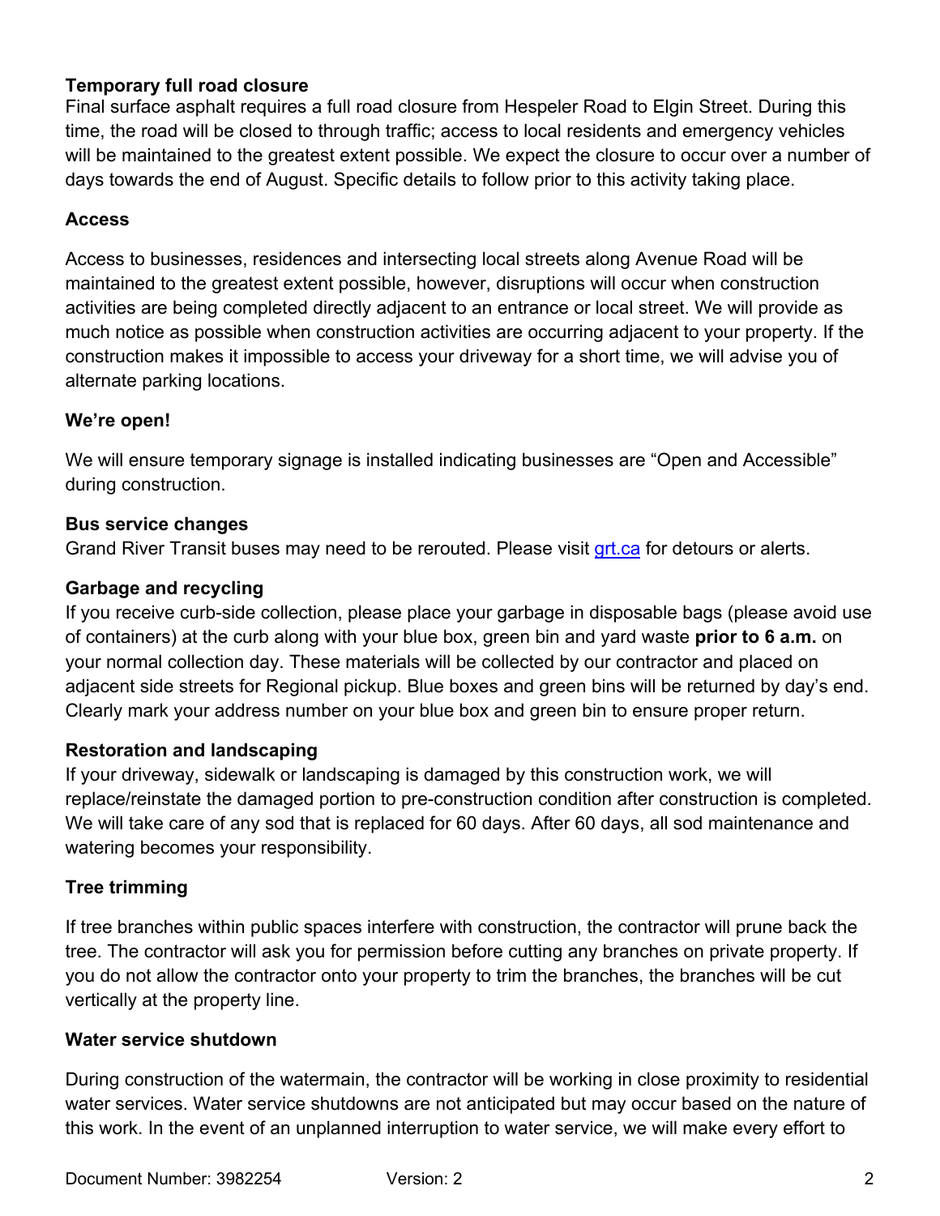### Temporary full road closure

Final surface asphalt requires a full road closure from Hespeler Road to Elgin Street. During this time, the road will be closed to through traffic; access to local residents and emergency vehicles will be maintained to the greatest extent possible. We expect the closure to occur over a number of days towards the end of August. Specific details to follow prior to this activity taking place.

### Access

Access to businesses, residences and intersecting local streets along Avenue Road will be maintained to the greatest extent possible, however, disruptions will occur when construction activities are being completed directly adjacent to an entrance or local street. We will provide as much notice as possible when construction activities are occurring adjacent to your property. If the construction makes it impossible to access your driveway for a short time, we will advise you of alternate parking locations.

### We're open!

We will ensure temporary signage is installed indicating businesses are "Open and Accessible" during construction.

### Bus service changes

Grand River Transit buses may need to be rerouted. Please visit grt.ca for detours or alerts.

### Garbage and recycling

If you receive curb-side collection, please place your garbage in disposable bags (please avoid use of containers) at the curb along with your blue box, green bin and yard waste **prior to 6 a.m.** on your normal collection day. These materials will be collected by our contractor and placed on adjacent side streets for Regional pickup. Blue boxes and green bins will be returned by day's end. Clearly mark your address number on your blue box and green bin to ensure proper return.

### Restoration and landscaping

If your driveway, sidewalk or landscaping is damaged by this construction work, we will replace/reinstate the damaged portion to pre-construction condition after construction is completed. We will take care of any sod that is replaced for 60 days. After 60 days, all sod maintenance and watering becomes your responsibility.

### Tree trimming

If tree branches within public spaces interfere with construction, the contractor will prune back the tree. The contractor will ask you for permission before cutting any branches on private property. If you do not allow the contractor onto your property to trim the branches, the branches will be cut vertically at the property line.

### Water service shutdown

During construction of the watermain, the contractor will be working in close proximity to residential water services. Water service shutdowns are not anticipated but may occur based on the nature of this work. In the event of an unplanned interruption to water service, we will make every effort to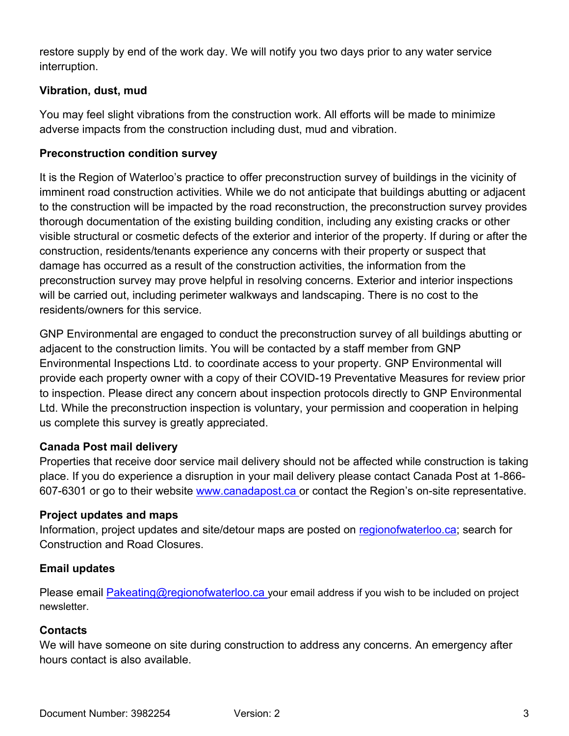restore supply by end of the work day. We will notify you two days prior to any water service interruption.

**Vibration, dust, mud**

You may feel slight vibrations from the construction work. All efforts will be made to minimize adverse impacts from the construction including dust, mud and vibration.

**Preconstruction condition survey**

It is the Region of Waterloo's practice to offer preconstruction survey of buildings in the vicinity of imminent road construction activities. While we do not anticipate that buildings abutting or adjacent to the construction will be impacted by the road reconstruction, the preconstruction survey provides thorough documentation of the existing building condition, including any existing cracks or other visible structural or cosmetic defects of the exterior and interior of the property. If during or after the construction, residents/tenants experience any concerns with their property or suspect that damage has occurred as a result of the construction activities, the information from the preconstruction survey may prove helpful in resolving concerns. Exterior and interior inspections will be carried out, including perimeter walkways and landscaping. There is no cost to the residents/owners for this service.

GNP Environmental are engaged to conduct the preconstruction survey of all buildings abutting or adjacent to the construction limits. You will be contacted by a staff member from GNP Environmental Inspections Ltd. to coordinate access to your property. GNP Environmental will provide each property owner with a copy of their COVID-19 Preventative Measures for review prior to inspection. Please direct any concern about inspection protocols directly to GNP Environmental Ltd. While the preconstruction inspection is voluntary, your permission and cooperation in helping us complete this survey is greatly appreciated.

**Canada Post mail delivery**

Properties that receive door service mail delivery should not be affected while construction is taking place. If you do experience a disruption in your mail delivery please contact Canada Post at 1-866-607-6301 or go to their website [www.canadapost.ca](http://www.canadapost.ca) or contact the Region's on-site representative.

**Project updates and maps**

Information, project updates and site/detour maps are posted on [regionofwaterloo.ca](http://regionofwaterloo.ca); search for Construction and Road Closures.

**Email updates**

Please email [Pakeating@regionofwaterloo.ca](mailto:Pakeating@regionofwaterloo.ca) your email address if you wish to be included on project newsletter.

**Contacts**

We will have someone on site during construction to address any concerns. An emergency after hours contact is also available.

Document Number: 3982254 Version: 2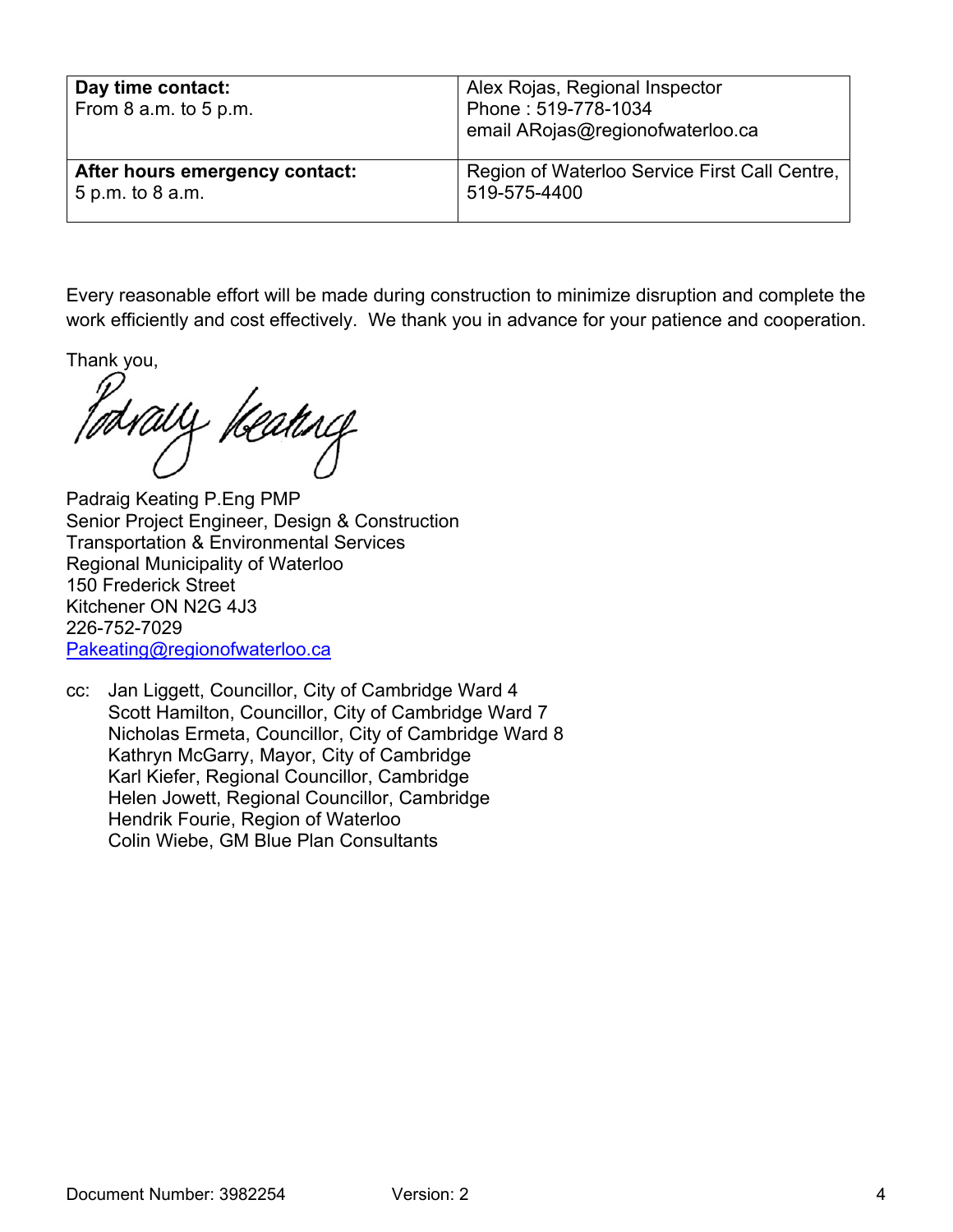| **Day time contact:**<br>From 8 a.m. to 5 p.m. | Alex Rojas, Regional Inspector<br>Phone : 519-778-1034<br>email ARojas@regionofwaterloo.ca |
|---|---|
| **After hours emergency contact:**<br>5 p.m. to 8 a.m. | Region of Waterloo Service First Call Centre, 519-575-4400 |

Every reasonable effort will be made during construction to minimize disruption and complete the work efficiently and cost effectively. We thank you in advance for your patience and cooperation.

Thank you,

Padraig Keating P.Eng PMP
Senior Project Engineer, Design & Construction
Transportation & Environmental Services
Regional Municipality of Waterloo
150 Frederick Street
Kitchener ON N2G 4J3
226-752-7029
Pakeating@regionofwaterloo.ca

cc: Jan Liggett, Councillor, City of Cambridge Ward 4
Scott Hamilton, Councillor, City of Cambridge Ward 7
Nicholas Ermeta, Councillor, City of Cambridge Ward 8
Kathryn McGarry, Mayor, City of Cambridge
Karl Kiefer, Regional Councillor, Cambridge
Helen Jowett, Regional Councillor, Cambridge
Hendrik Fourie, Region of Waterloo
Colin Wiebe, GM Blue Plan Consultants

Document Number: 3982254 Version: 2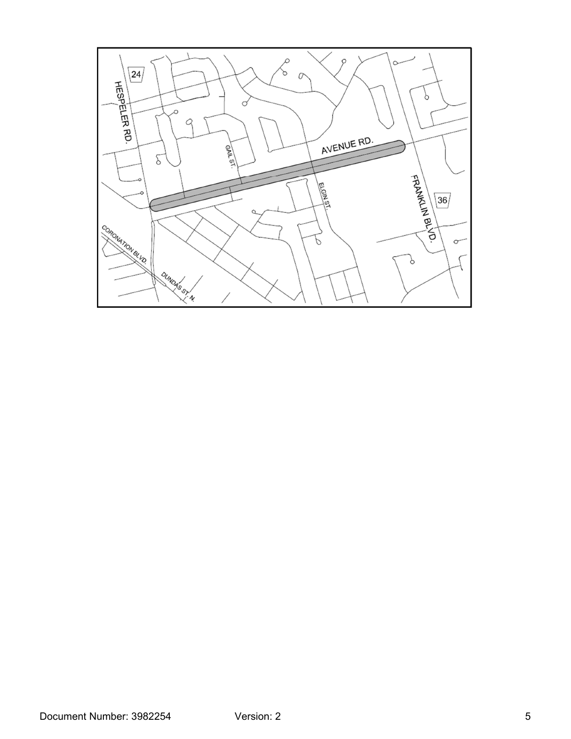24

HESPELER RD.

GAIL ST.

AVENUE RD.

ELGIN ST.

FRANKLIN BLVD.

36

CORONATION BLVD.

DUNDAS ST. N.